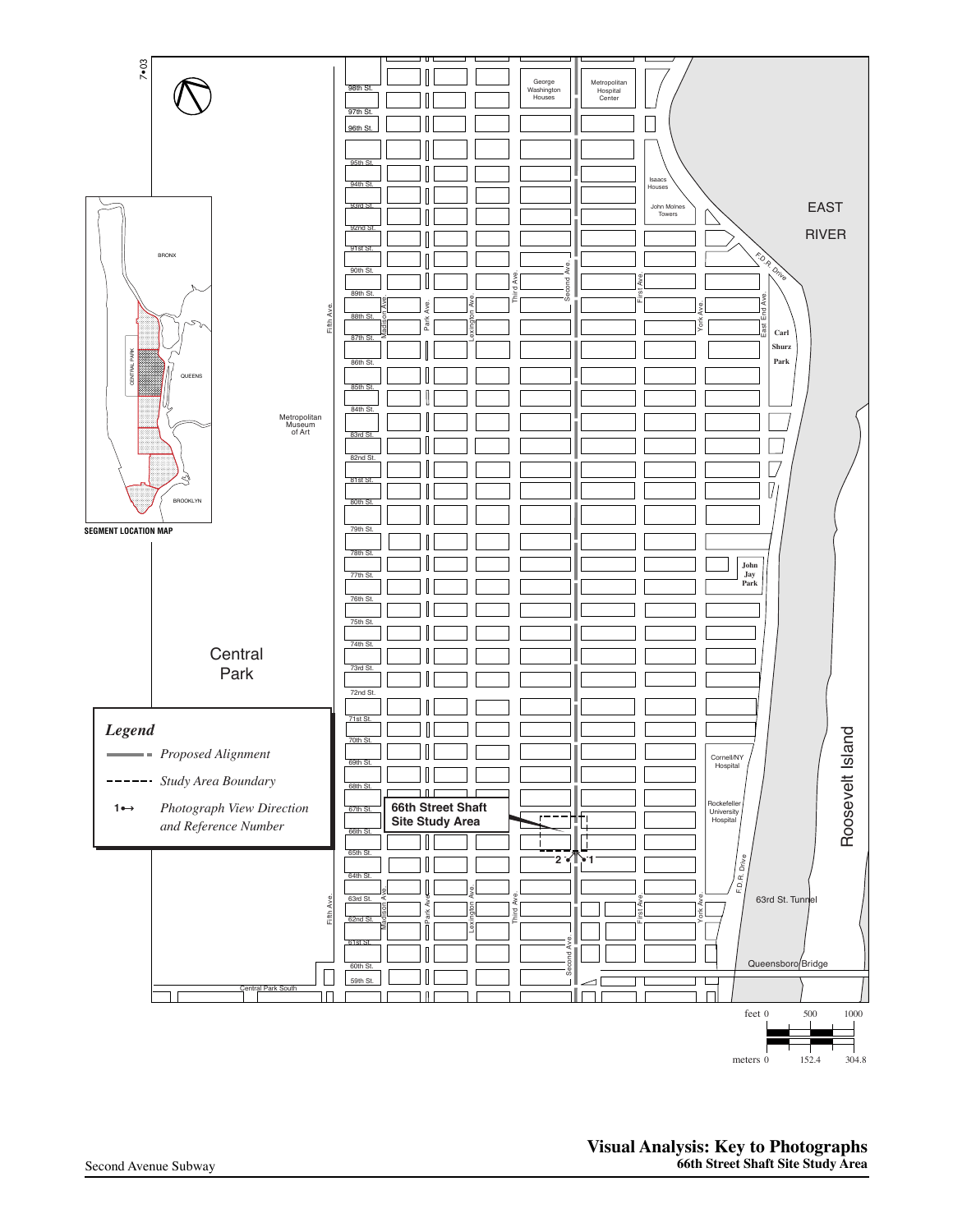7•03

SEGMENT LOCATION MAP

BRONX

CENTRAL PARK

QUEENS

BROOKLYN

98th St. 97th St. 96th St. 95th St. 94th St. 93rd St. 92nd St. 91st St. 90th St. 89th St. 88th St. 87th St. 86th St. 85th St. 84th St. 83rd St. 82nd St. 81st St. 80th St. 79th St. 78th St. 77th St. 76th St. 75th St. 74th St. 73rd St. 72nd St. 71st St. 70th St. 69th St. 68th St. 67th St. 66th St. 65th St. 64th St. 63rd St. 62nd St. 61st St. 60th St. 59th St.

Central Park South

Fifth Ave. Madison Ave. Park Ave. Lexington Ave. Third Ave. Second Ave. First Ave. York Ave. East End Ave.

George Washington Houses

Metropolitan Hospital Center

Isaacs Houses

John Molnes Towers

Metropolitan Museum of Art

Carl Shurz Park

John Jay Park

Cornell/NY Hospital

Rockefeller University Hospital

F.D.R. Drive

EAST RIVER

Roosevelt Island

63rd St. Tunnel

Queensboro Bridge

Central Park

**66th Street Shaft Site Study Area**

*Legend*

- *Proposed Alignment*
- *Study Area Boundary*
- 1↔ *Photograph View Direction and Reference Number*

feet 0 500 1000

meters 0 152.4 304.8

**Visual Analysis: Key to Photographs**
**66th Street Shaft Site Study Area**

Second Avenue Subway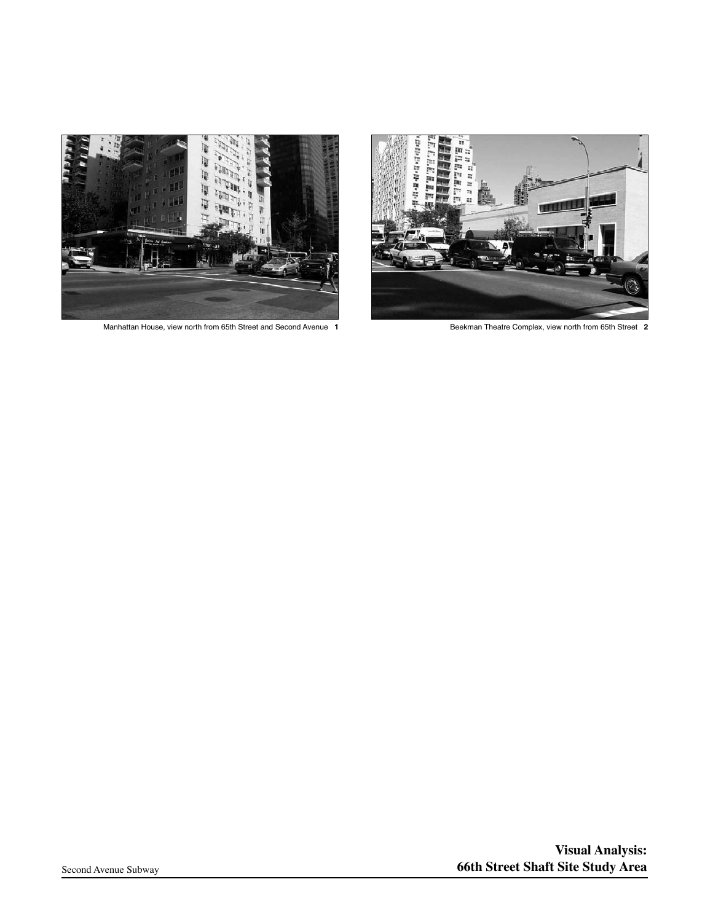Manhattan House, view north from 65th Street and Second Avenue **1**

Beekman Theatre Complex, view north from 65th Street **2**

**Visual Analysis:**
**66th Street Shaft Site Study Area**